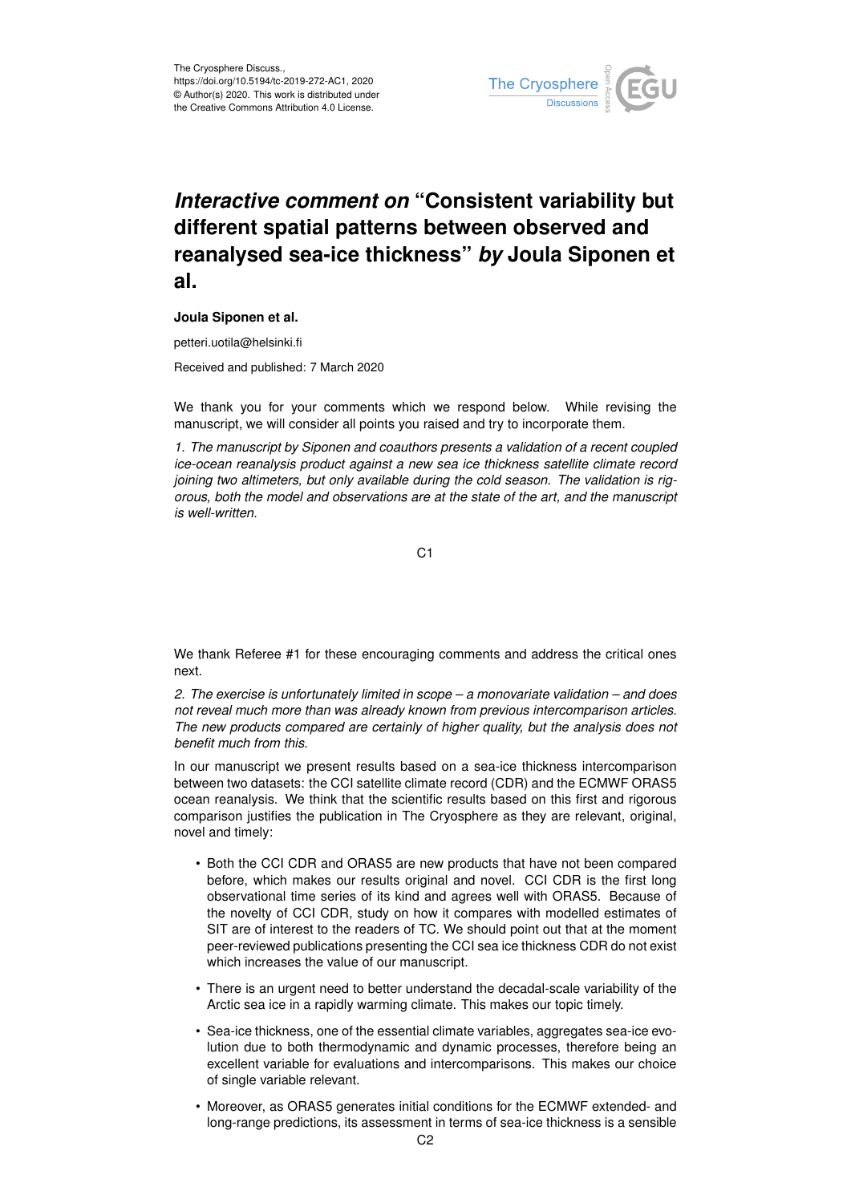The Cryosphere Discuss.,
https://doi.org/10.5194/tc-2019-272-AC1, 2020
© Author(s) 2020. This work is distributed under
the Creative Commons Attribution 4.0 License.

# *Interactive comment on* "Consistent variability but different spatial patterns between observed and reanalysed sea-ice thickness" *by* Joula Siponen et al.

**Joula Siponen et al.**

petteri.uotila@helsinki.fi

Received and published: 7 March 2020

We thank you for your comments which we respond below. While revising the manuscript, we will consider all points you raised and try to incorporate them.

*1. The manuscript by Siponen and coauthors presents a validation of a recent coupled ice-ocean reanalysis product against a new sea ice thickness satellite climate record joining two altimeters, but only available during the cold season. The validation is rigorous, both the model and observations are at the state of the art, and the manuscript is well-written.*

We thank Referee #1 for these encouraging comments and address the critical ones next.

*2. The exercise is unfortunately limited in scope – a monovariate validation – and does not reveal much more than was already known from previous intercomparison articles. The new products compared are certainly of higher quality, but the analysis does not benefit much from this.*

In our manuscript we present results based on a sea-ice thickness intercomparison between two datasets: the CCI satellite climate record (CDR) and the ECMWF ORAS5 ocean reanalysis. We think that the scientific results based on this first and rigorous comparison justifies the publication in The Cryosphere as they are relevant, original, novel and timely:

- Both the CCI CDR and ORAS5 are new products that have not been compared before, which makes our results original and novel. CCI CDR is the first long observational time series of its kind and agrees well with ORAS5. Because of the novelty of CCI CDR, study on how it compares with modelled estimates of SIT are of interest to the readers of TC. We should point out that at the moment peer-reviewed publications presenting the CCI sea ice thickness CDR do not exist which increases the value of our manuscript.
- There is an urgent need to better understand the decadal-scale variability of the Arctic sea ice in a rapidly warming climate. This makes our topic timely.
- Sea-ice thickness, one of the essential climate variables, aggregates sea-ice evolution due to both thermodynamic and dynamic processes, therefore being an excellent variable for evaluations and intercomparisons. This makes our choice of single variable relevant.
- Moreover, as ORAS5 generates initial conditions for the ECMWF extended- and long-range predictions, its assessment in terms of sea-ice thickness is a sensible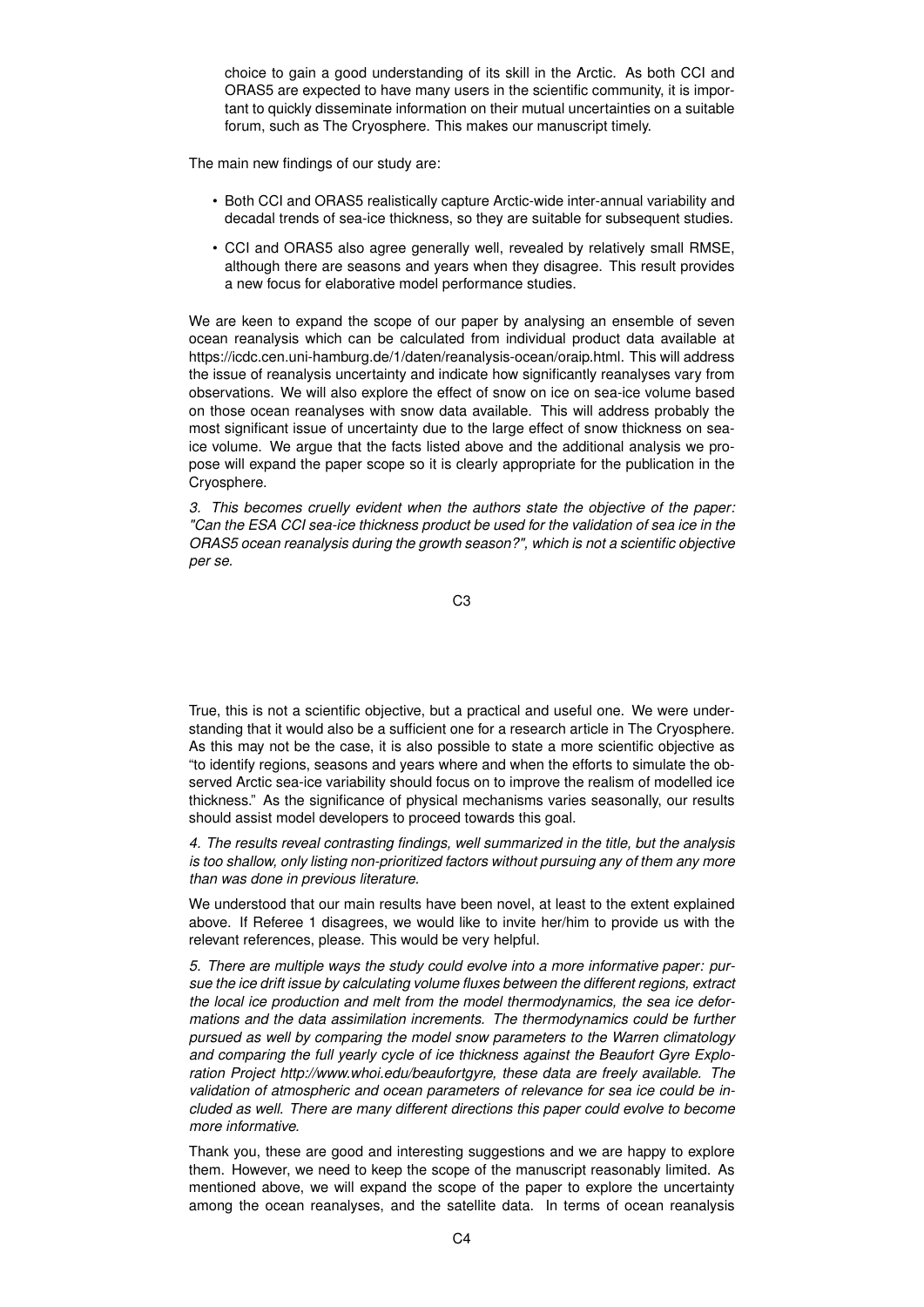choice to gain a good understanding of its skill in the Arctic. As both CCI and ORAS5 are expected to have many users in the scientific community, it is important to quickly disseminate information on their mutual uncertainties on a suitable forum, such as The Cryosphere. This makes our manuscript timely.

The main new findings of our study are:

- Both CCI and ORAS5 realistically capture Arctic-wide inter-annual variability and decadal trends of sea-ice thickness, so they are suitable for subsequent studies.
- CCI and ORAS5 also agree generally well, revealed by relatively small RMSE, although there are seasons and years when they disagree. This result provides a new focus for elaborative model performance studies.

We are keen to expand the scope of our paper by analysing an ensemble of seven ocean reanalysis which can be calculated from individual product data available at https://icdc.cen.uni-hamburg.de/1/daten/reanalysis-ocean/oraip.html. This will address the issue of reanalysis uncertainty and indicate how significantly reanalyses vary from observations. We will also explore the effect of snow on ice on sea-ice volume based on those ocean reanalyses with snow data available. This will address probably the most significant issue of uncertainty due to the large effect of snow thickness on sea-ice volume. We argue that the facts listed above and the additional analysis we propose will expand the paper scope so it is clearly appropriate for the publication in the Cryosphere.

*3. This becomes cruelly evident when the authors state the objective of the paper: "Can the ESA CCI sea-ice thickness product be used for the validation of sea ice in the ORAS5 ocean reanalysis during the growth season?", which is not a scientific objective per se.*

True, this is not a scientific objective, but a practical and useful one. We were understanding that it would also be a sufficient one for a research article in The Cryosphere. As this may not be the case, it is also possible to state a more scientific objective as "to identify regions, seasons and years where and when the efforts to simulate the observed Arctic sea-ice variability should focus on to improve the realism of modelled ice thickness." As the significance of physical mechanisms varies seasonally, our results should assist model developers to proceed towards this goal.

*4. The results reveal contrasting findings, well summarized in the title, but the analysis is too shallow, only listing non-prioritized factors without pursuing any of them any more than was done in previous literature.*

We understood that our main results have been novel, at least to the extent explained above. If Referee 1 disagrees, we would like to invite her/him to provide us with the relevant references, please. This would be very helpful.

*5. There are multiple ways the study could evolve into a more informative paper: pursue the ice drift issue by calculating volume fluxes between the different regions, extract the local ice production and melt from the model thermodynamics, the sea ice deformations and the data assimilation increments. The thermodynamics could be further pursued as well by comparing the model snow parameters to the Warren climatology and comparing the full yearly cycle of ice thickness against the Beaufort Gyre Exploration Project http://www.whoi.edu/beaufortgyre, these data are freely available. The validation of atmospheric and ocean parameters of relevance for sea ice could be included as well. There are many different directions this paper could evolve to become more informative.*

Thank you, these are good and interesting suggestions and we are happy to explore them. However, we need to keep the scope of the manuscript reasonably limited. As mentioned above, we will expand the scope of the paper to explore the uncertainty among the ocean reanalyses, and the satellite data. In terms of ocean reanalysis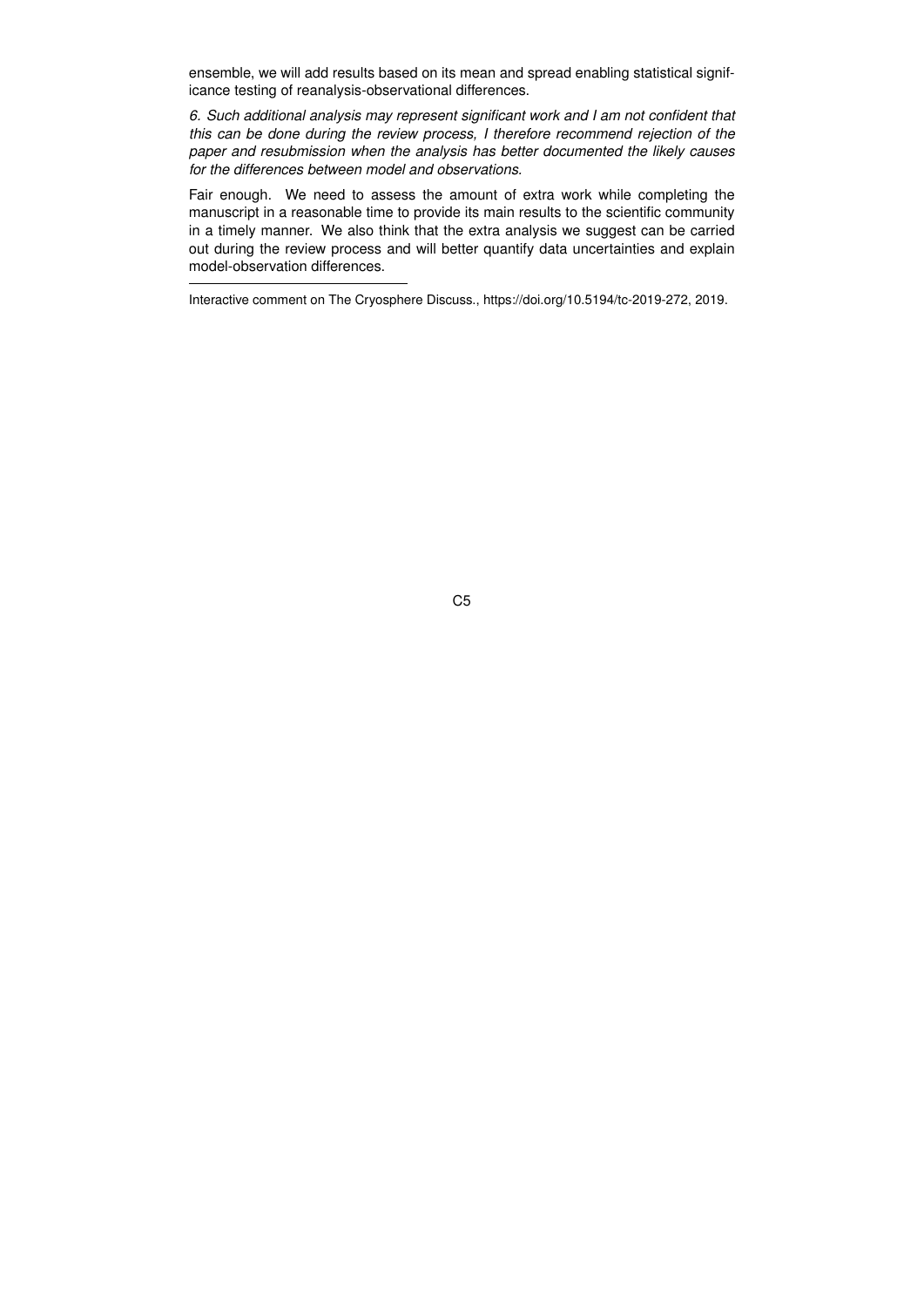ensemble, we will add results based on its mean and spread enabling statistical significance testing of reanalysis-observational differences.

*6. Such additional analysis may represent significant work and I am not confident that this can be done during the review process, I therefore recommend rejection of the paper and resubmission when the analysis has better documented the likely causes for the differences between model and observations.*

Fair enough. We need to assess the amount of extra work while completing the manuscript in a reasonable time to provide its main results to the scientific community in a timely manner. We also think that the extra analysis we suggest can be carried out during the review process and will better quantify data uncertainties and explain model-observation differences.

---

Interactive comment on The Cryosphere Discuss., https://doi.org/10.5194/tc-2019-272, 2019.